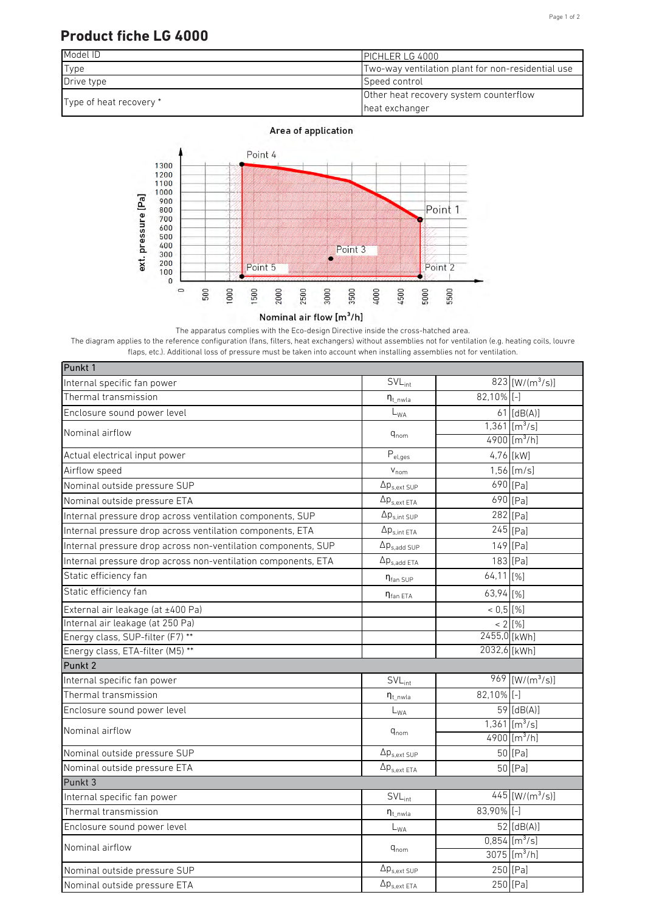# Product fiche LG 4000

| Model ID | PICHLER LG 4000 |
|---|---|
| Type | Two-way ventilation plant for non-residential use |
| Drive type | Speed control |
| Type of heat recovery * | Other heat recovery system counterflow heat exchanger |

**Area of application**

The apparatus complies with the Eco-design Directive inside the cross-hatched area.
The diagram applies to the reference configuration (fans, filters, heat exchangers) without assemblies not for ventilation (e.g. heating coils, louvre flaps, etc.). Additional loss of pressure must be taken into account when installing assemblies not for ventilation.

| Punkt 1 | | | |
|---|---|---|---|
| Internal specific fan power | $SVL_{int}$ | 823 | [W/(m³/s)] |
| Thermal transmission | $\eta_{t\_nwla}$ | 82,10% | [-] |
| Enclosure sound power level | $L_{WA}$ | 61 | [dB(A)] |
| Nominal airflow | $q_{nom}$ | 1,361 | [m³/s] |
| | | 4900 | [m³/h] |
| Actual electrical input power | $P_{el,ges}$ | 4,76 | [kW] |
| Airflow speed | $v_{nom}$ | 1,56 | [m/s] |
| Nominal outside pressure SUP | $\Delta p_{s,ext\ SUP}$ | 690 | [Pa] |
| Nominal outside pressure ETA | $\Delta p_{s,ext\ ETA}$ | 690 | [Pa] |
| Internal pressure drop across ventilation components, SUP | $\Delta p_{s,int\ SUP}$ | 282 | [Pa] |
| Internal pressure drop across ventilation components, ETA | $\Delta p_{s,int\ ETA}$ | 245 | [Pa] |
| Internal pressure drop across non-ventilation components, SUP | $\Delta p_{s,add\ SUP}$ | 149 | [Pa] |
| Internal pressure drop across non-ventilation components, ETA | $\Delta p_{s,add\ ETA}$ | 183 | [Pa] |
| Static efficiency fan | $\eta_{fan\ SUP}$ | 64,11 | [%] |
| Static efficiency fan | $\eta_{fan\ ETA}$ | 63,94 | [%] |
| External air leakage (at ±400 Pa) | | < 0,5 | [%] |
| Internal air leakage (at 250 Pa) | | < 2 | [%] |
| Energy class, SUP-filter (F7) ** | | 2455,0 | [kWh] |
| Energy class, ETA-filter (M5) ** | | 2032,6 | [kWh] |
| **Punkt 2** | | | |
| Internal specific fan power | $SVL_{int}$ | 969 | [W/(m³/s)] |
| Thermal transmission | $\eta_{t\_nwla}$ | 82,10% | [-] |
| Enclosure sound power level | $L_{WA}$ | 59 | [dB(A)] |
| Nominal airflow | $q_{nom}$ | 1,361 | [m³/s] |
| | | 4900 | [m³/h] |
| Nominal outside pressure SUP | $\Delta p_{s,ext\ SUP}$ | 50 | [Pa] |
| Nominal outside pressure ETA | $\Delta p_{s,ext\ ETA}$ | 50 | [Pa] |
| **Punkt 3** | | | |
| Internal specific fan power | $SVL_{int}$ | 445 | [W/(m³/s)] |
| Thermal transmission | $\eta_{t\_nwla}$ | 83,90% | [-] |
| Enclosure sound power level | $L_{WA}$ | 52 | [dB(A)] |
| Nominal airflow | $q_{nom}$ | 0,854 | [m³/s] |
| | | 3075 | [m³/h] |
| Nominal outside pressure SUP | $\Delta p_{s,ext\ SUP}$ | 250 | [Pa] |
| Nominal outside pressure ETA | $\Delta p_{s,ext\ ETA}$ | 250 | [Pa] |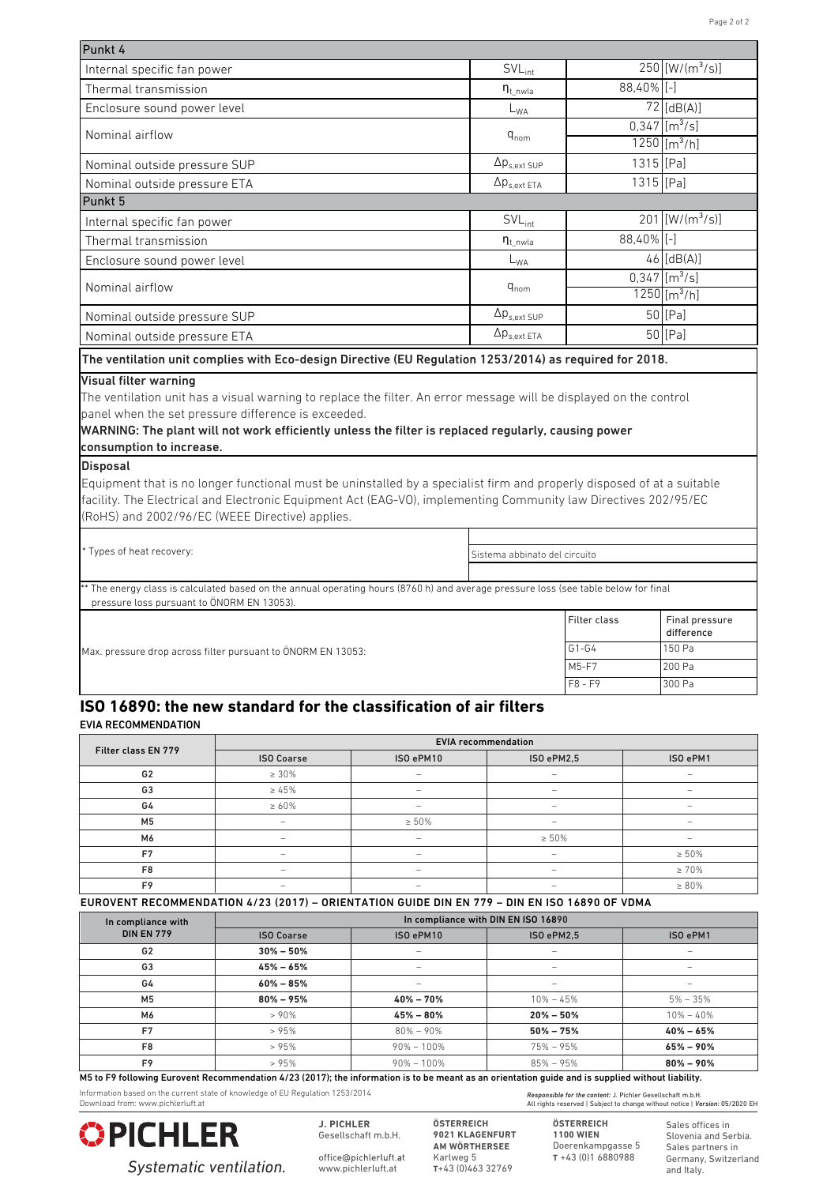| Punkt 4 | | | |
|---|---|---|---|
| Internal specific fan power | $SVL_{int}$ | 250 | [W/(m$^3$/s)] |
| Thermal transmission | $\eta_{t\_nwla}$ | 88,40% | [-] |
| Enclosure sound power level | $L_{WA}$ | 72 | [dB(A)] |
| Nominal airflow | $q_{nom}$ | 0,347 | [m$^3$/s] |
| | | 1250 | [m$^3$/h] |
| Nominal outside pressure SUP | $\Delta p_{s,ext\ SUP}$ | 1315 | [Pa] |
| Nominal outside pressure ETA | $\Delta p_{s,ext\ ETA}$ | 1315 | [Pa] |

| Punkt 5 | | | |
|---|---|---|---|
| Internal specific fan power | $SVL_{int}$ | 201 | [W/(m$^3$/s)] |
| Thermal transmission | $\eta_{t\_nwla}$ | 88,40% | [-] |
| Enclosure sound power level | $L_{WA}$ | 46 | [dB(A)] |
| Nominal airflow | $q_{nom}$ | 0,347 | [m$^3$/s] |
| | | 1250 | [m$^3$/h] |
| Nominal outside pressure SUP | $\Delta p_{s,ext\ SUP}$ | 50 | [Pa] |
| Nominal outside pressure ETA | $\Delta p_{s,ext\ ETA}$ | 50 | [Pa] |

**The ventilation unit complies with Eco-design Directive (EU Regulation 1253/2014) as required for 2018.**

**Visual filter warning**

The ventilation unit has a visual warning to replace the filter. An error message will be displayed on the control panel when the set pressure difference is exceeded.

**WARNING: The plant will not work efficiently unless the filter is replaced regularly, causing power consumption to increase.**

**Disposal**

Equipment that is no longer functional must be uninstalled by a specialist firm and properly disposed of at a suitable facility. The Electrical and Electronic Equipment Act (EAG-VO), implementing Community law Directives 202/95/EC (RoHS) and 2002/96/EC (WEEE Directive) applies.

| | |
|---|---|
| * Types of heat recovery: | Sistema abbinato del circuito |

** The energy class is calculated based on the annual operating hours (8760 h) and average pressure loss (see table below for final pressure loss pursuant to ÖNORM EN 13053).

| | Filter class | Final pressure difference |
|---|---|---|
| Max. pressure drop across filter pursuant to ÖNORM EN 13053: | G1-G4 | 150 Pa |
| | M5-F7 | 200 Pa |
| | F8 - F9 | 300 Pa |

## ISO 16890: the new standard for the classification of air filters

**EVIA RECOMMENDATION**

| Filter class EN 779 | EVIA recommendation | | | |
|---|---|---|---|---|
| | ISO Coarse | ISO ePM10 | ISO ePM2,5 | ISO ePM1 |
| G2 | ≥ 30% | – | – | – |
| G3 | ≥ 45% | – | – | – |
| G4 | ≥ 60% | – | – | – |
| M5 | – | ≥ 50% | – | – |
| M6 | – | – | ≥ 50% | – |
| F7 | – | – | – | ≥ 50% |
| F8 | – | – | – | ≥ 70% |
| F9 | – | – | – | ≥ 80% |

**EUROVENT RECOMMENDATION 4/23 (2017) – ORIENTATION GUIDE DIN EN 779 – DIN EN ISO 16890 OF VDMA**

| In compliance with DIN EN 779 | In compliance with DIN EN ISO 16890 | | | |
|---|---|---|---|---|
| | ISO Coarse | ISO ePM10 | ISO ePM2,5 | ISO ePM1 |
| G2 | **30% – 50%** | – | – | – |
| G3 | **45% – 65%** | – | – | – |
| G4 | **60% – 85%** | – | – | – |
| M5 | **80% – 95%** | **40% – 70%** | 10% – 45% | 5% – 35% |
| M6 | > 90% | **45% – 80%** | **20% – 50%** | 10% – 40% |
| F7 | > 95% | 80% – 90% | **50% – 75%** | **40% – 65%** |
| F8 | > 95% | 90% – 100% | 75% – 95% | **65% – 90%** |
| F9 | > 95% | 90% – 100% | 85% – 95% | **80% – 90%** |

**M5 to F9 following Eurovent Recommendation 4/23 (2017); the information is to be meant as an orientation guide and is supplied without liability.**

Information based on the current state of knowledge of EU Regulation 1253/2014
Download from: www.pichlerluft.at

*Responsible for the content:* J. Pichler Gesellschaft m.b.H.
All rights reserved | Subject to change without notice | *Version:* 05/2020 EH

**PICHLER**
*Systematic ventilation.*

**J. PICHLER**
Gesellschaft m.b.H.
office@pichlerluft.at
www.pichlerluft.at

**ÖSTERREICH**
**9021 KLAGENFURT AM WÖRTHERSEE**
Karlweg 5
T +43 (0)463 32769

**ÖSTERREICH**
**1100 WIEN**
Doerenkampgasse 5
T +43 (0)1 6880988

Sales offices in Slovenia and Serbia.
Sales partners in Germany, Switzerland and Italy.